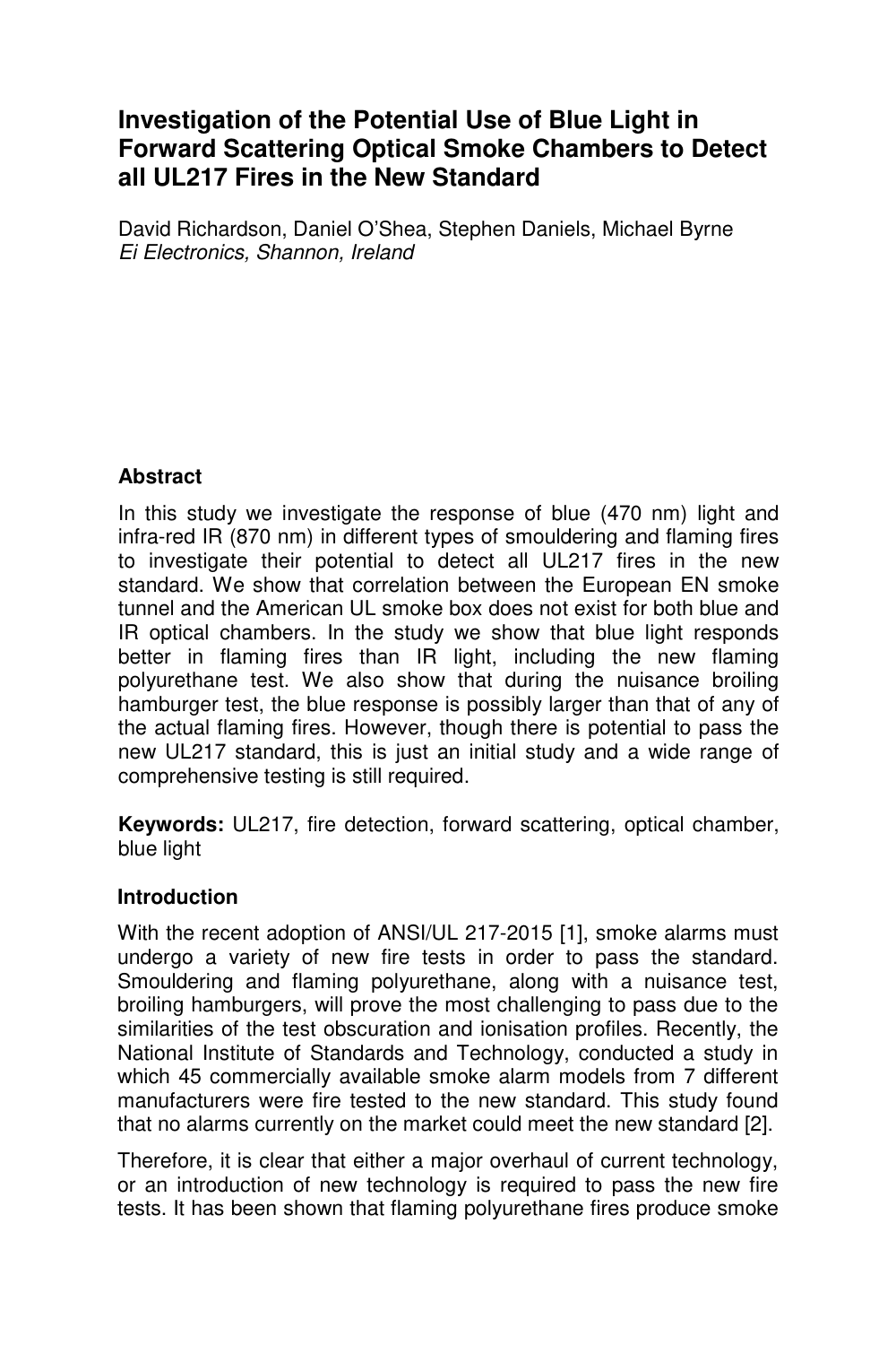# Investigation of the Potential Use of Blue Light in Forward Scattering Optical Smoke Chambers to Detect all UL217 Fires in the New Standard

David Richardson, Daniel O'Shea, Stephen Daniels, Michael Byrne
*Ei Electronics, Shannon, Ireland*

## Abstract

In this study we investigate the response of blue (470 nm) light and infra-red IR (870 nm) in different types of smouldering and flaming fires to investigate their potential to detect all UL217 fires in the new standard. We show that correlation between the European EN smoke tunnel and the American UL smoke box does not exist for both blue and IR optical chambers. In the study we show that blue light responds better in flaming fires than IR light, including the new flaming polyurethane test. We also show that during the nuisance broiling hamburger test, the blue response is possibly larger than that of any of the actual flaming fires. However, though there is potential to pass the new UL217 standard, this is just an initial study and a wide range of comprehensive testing is still required.

**Keywords:** UL217, fire detection, forward scattering, optical chamber, blue light

## Introduction

With the recent adoption of ANSI/UL 217-2015 [1], smoke alarms must undergo a variety of new fire tests in order to pass the standard. Smouldering and flaming polyurethane, along with a nuisance test, broiling hamburgers, will prove the most challenging to pass due to the similarities of the test obscuration and ionisation profiles. Recently, the National Institute of Standards and Technology, conducted a study in which 45 commercially available smoke alarm models from 7 different manufacturers were fire tested to the new standard. This study found that no alarms currently on the market could meet the new standard [2].

Therefore, it is clear that either a major overhaul of current technology, or an introduction of new technology is required to pass the new fire tests. It has been shown that flaming polyurethane fires produce smoke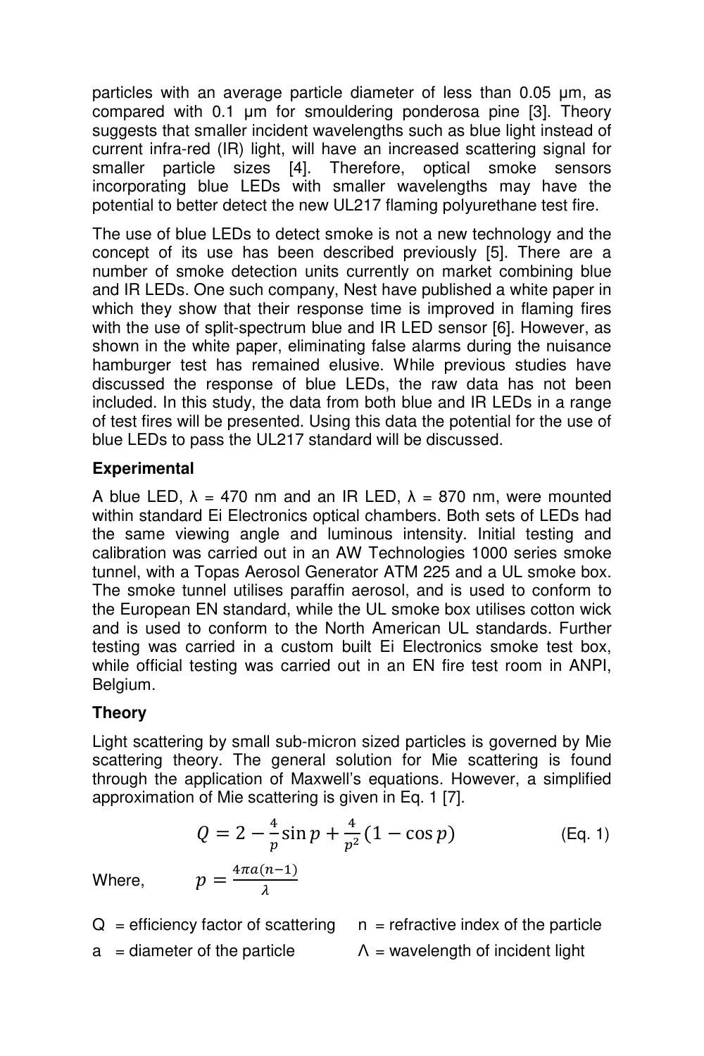particles with an average particle diameter of less than 0.05 μm, as compared with 0.1 μm for smouldering ponderosa pine [3]. Theory suggests that smaller incident wavelengths such as blue light instead of current infra-red (IR) light, will have an increased scattering signal for smaller particle sizes [4]. Therefore, optical smoke sensors incorporating blue LEDs with smaller wavelengths may have the potential to better detect the new UL217 flaming polyurethane test fire.

The use of blue LEDs to detect smoke is not a new technology and the concept of its use has been described previously [5]. There are a number of smoke detection units currently on market combining blue and IR LEDs. One such company, Nest have published a white paper in which they show that their response time is improved in flaming fires with the use of split-spectrum blue and IR LED sensor [6]. However, as shown in the white paper, eliminating false alarms during the nuisance hamburger test has remained elusive. While previous studies have discussed the response of blue LEDs, the raw data has not been included. In this study, the data from both blue and IR LEDs in a range of test fires will be presented. Using this data the potential for the use of blue LEDs to pass the UL217 standard will be discussed.

## Experimental

A blue LED, $\lambda$ = 470 nm and an IR LED, $\lambda$ = 870 nm, were mounted within standard Ei Electronics optical chambers. Both sets of LEDs had the same viewing angle and luminous intensity. Initial testing and calibration was carried out in an AW Technologies 1000 series smoke tunnel, with a Topas Aerosol Generator ATM 225 and a UL smoke box. The smoke tunnel utilises paraffin aerosol, and is used to conform to the European EN standard, while the UL smoke box utilises cotton wick and is used to conform to the North American UL standards. Further testing was carried in a custom built Ei Electronics smoke test box, while official testing was carried out in an EN fire test room in ANPI, Belgium.

## Theory

Light scattering by small sub-micron sized particles is governed by Mie scattering theory. The general solution for Mie scattering is found through the application of Maxwell's equations. However, a simplified approximation of Mie scattering is given in Eq. 1 [7].

$$Q = 2 - \frac{4}{p}\sin p + \frac{4}{p^2}(1 - \cos p) \qquad \text{(Eq. 1)}$$

Where, $p = \frac{4\pi a(n-1)}{\lambda}$

$Q$ = efficiency factor of scattering

$n$ = refractive index of the particle

$a$ = diameter of the particle

$\Lambda$ = wavelength of incident light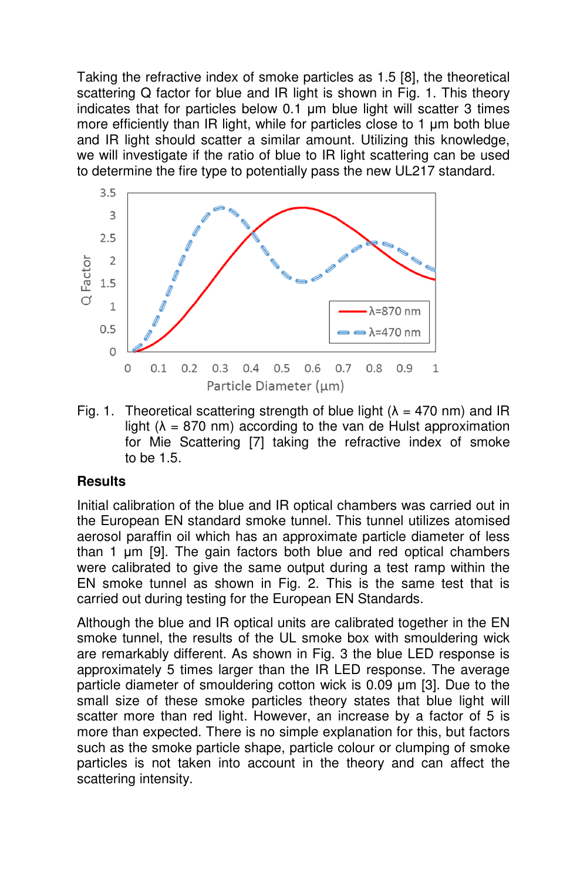Taking the refractive index of smoke particles as 1.5 [8], the theoretical scattering Q factor for blue and IR light is shown in Fig. 1. This theory indicates that for particles below 0.1 µm blue light will scatter 3 times more efficiently than IR light, while for particles close to 1 µm both blue and IR light should scatter a similar amount. Utilizing this knowledge, we will investigate if the ratio of blue to IR light scattering can be used to determine the fire type to potentially pass the new UL217 standard.

Fig. 1. Theoretical scattering strength of blue light (λ = 470 nm) and IR light (λ = 870 nm) according to the van de Hulst approximation for Mie Scattering [7] taking the refractive index of smoke to be 1.5.

## Results

Initial calibration of the blue and IR optical chambers was carried out in the European EN standard smoke tunnel. This tunnel utilizes atomised aerosol paraffin oil which has an approximate particle diameter of less than 1 µm [9]. The gain factors both blue and red optical chambers were calibrated to give the same output during a test ramp within the EN smoke tunnel as shown in Fig. 2. This is the same test that is carried out during testing for the European EN Standards.

Although the blue and IR optical units are calibrated together in the EN smoke tunnel, the results of the UL smoke box with smouldering wick are remarkably different. As shown in Fig. 3 the blue LED response is approximately 5 times larger than the IR LED response. The average particle diameter of smouldering cotton wick is 0.09 µm [3]. Due to the small size of these smoke particles theory states that blue light will scatter more than red light. However, an increase by a factor of 5 is more than expected. There is no simple explanation for this, but factors such as the smoke particle shape, particle colour or clumping of smoke particles is not taken into account in the theory and can affect the scattering intensity.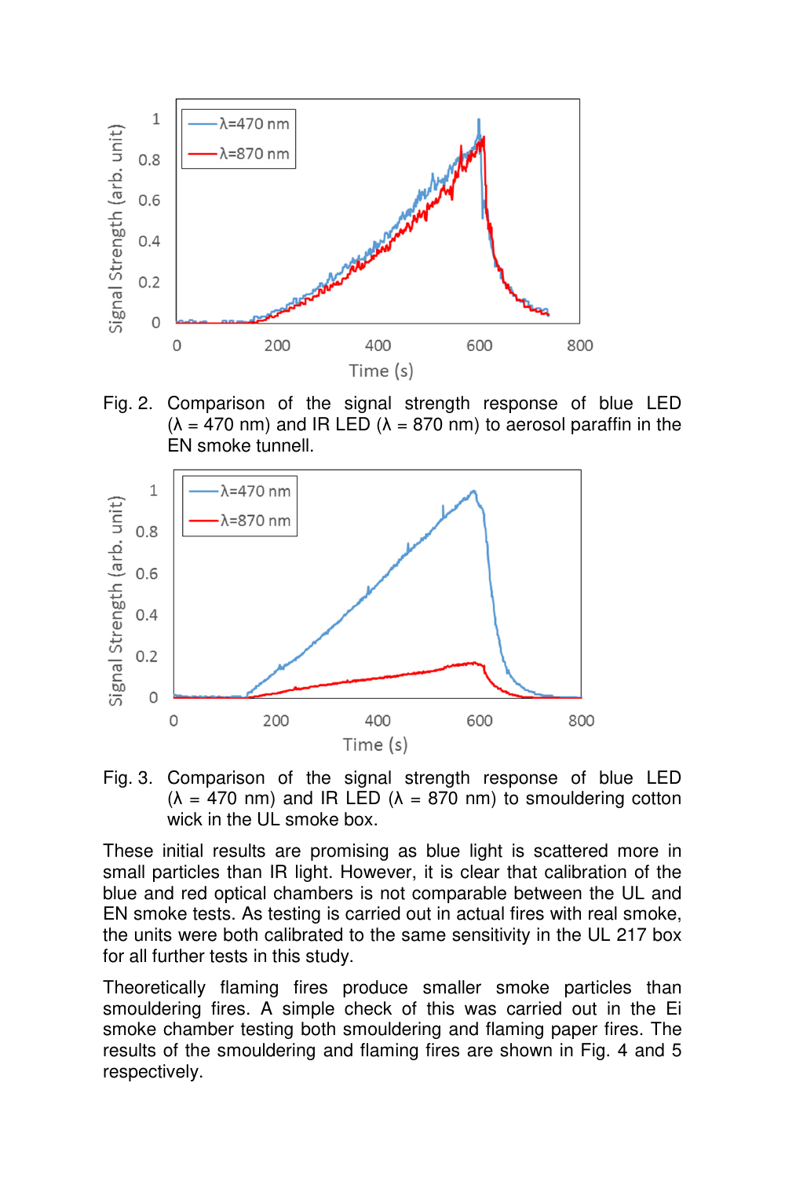Fig. 2. Comparison of the signal strength response of blue LED (λ = 470 nm) and IR LED (λ = 870 nm) to aerosol paraffin in the EN smoke tunnell.

Fig. 3. Comparison of the signal strength response of blue LED (λ = 470 nm) and IR LED (λ = 870 nm) to smouldering cotton wick in the UL smoke box.

These initial results are promising as blue light is scattered more in small particles than IR light. However, it is clear that calibration of the blue and red optical chambers is not comparable between the UL and EN smoke tests. As testing is carried out in actual fires with real smoke, the units were both calibrated to the same sensitivity in the UL 217 box for all further tests in this study.

Theoretically flaming fires produce smaller smoke particles than smouldering fires. A simple check of this was carried out in the Ei smoke chamber testing both smouldering and flaming paper fires. The results of the smouldering and flaming fires are shown in Fig. 4 and 5 respectively.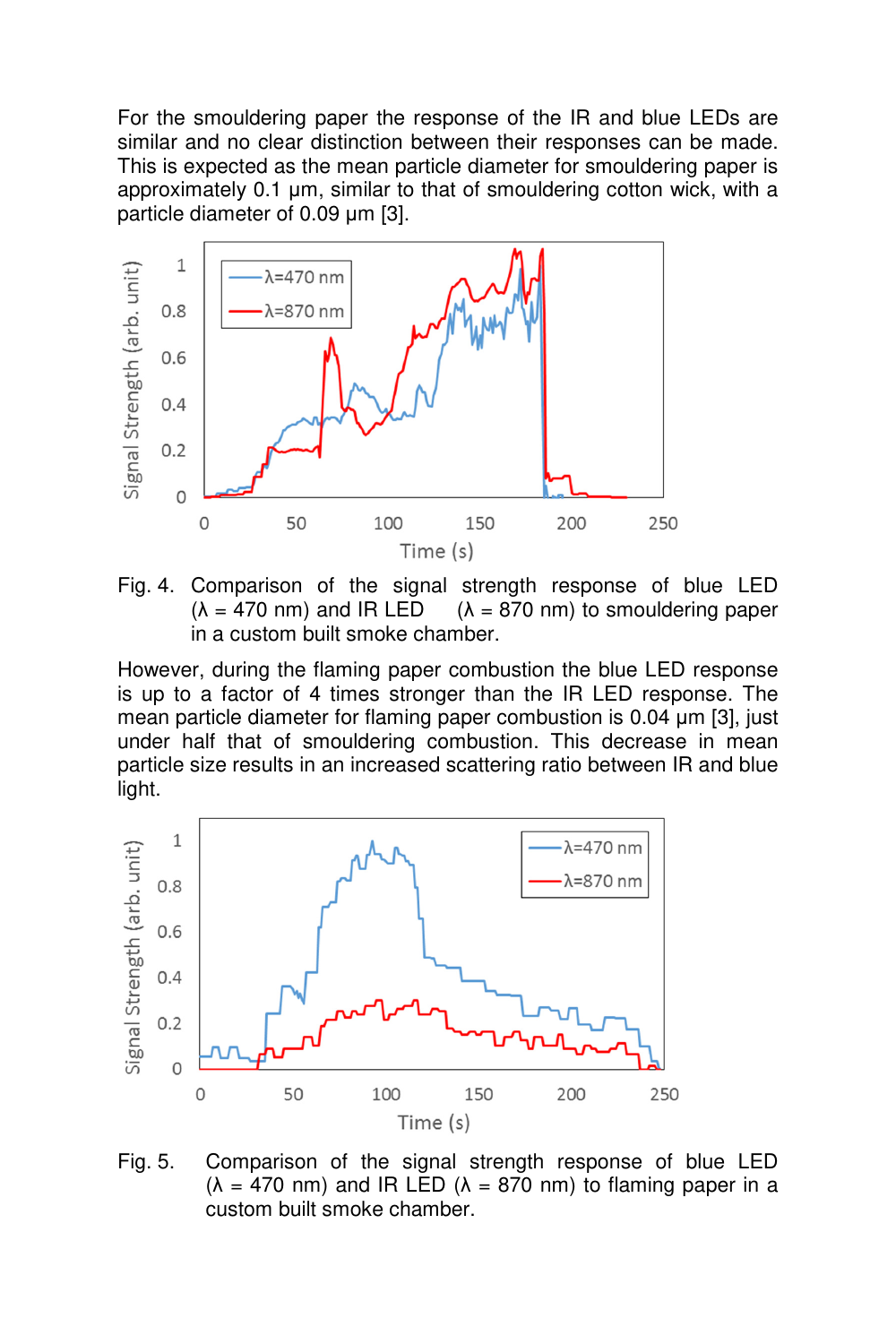For the smouldering paper the response of the IR and blue LEDs are similar and no clear distinction between their responses can be made. This is expected as the mean particle diameter for smouldering paper is approximately 0.1 μm, similar to that of smouldering cotton wick, with a particle diameter of 0.09 μm [3].

Fig. 4. Comparison of the signal strength response of blue LED (λ = 470 nm) and IR LED (λ = 870 nm) to smouldering paper in a custom built smoke chamber.

However, during the flaming paper combustion the blue LED response is up to a factor of 4 times stronger than the IR LED response. The mean particle diameter for flaming paper combustion is 0.04 μm [3], just under half that of smouldering combustion. This decrease in mean particle size results in an increased scattering ratio between IR and blue light.

Fig. 5. Comparison of the signal strength response of blue LED (λ = 470 nm) and IR LED (λ = 870 nm) to flaming paper in a custom built smoke chamber.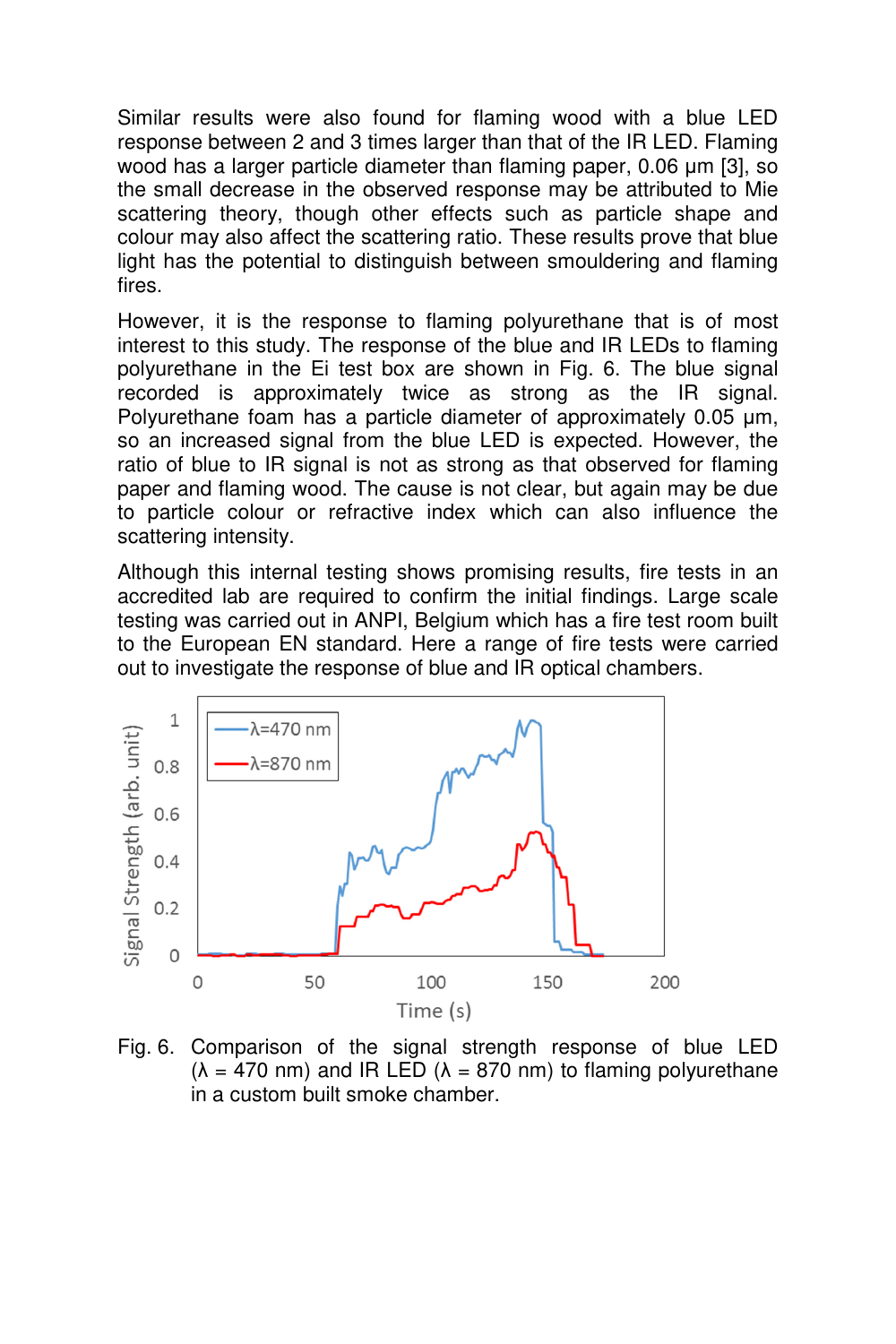Similar results were also found for flaming wood with a blue LED response between 2 and 3 times larger than that of the IR LED. Flaming wood has a larger particle diameter than flaming paper, 0.06 μm [3], so the small decrease in the observed response may be attributed to Mie scattering theory, though other effects such as particle shape and colour may also affect the scattering ratio. These results prove that blue light has the potential to distinguish between smouldering and flaming fires.

However, it is the response to flaming polyurethane that is of most interest to this study. The response of the blue and IR LEDs to flaming polyurethane in the Ei test box are shown in Fig. 6. The blue signal recorded is approximately twice as strong as the IR signal. Polyurethane foam has a particle diameter of approximately 0.05 μm, so an increased signal from the blue LED is expected. However, the ratio of blue to IR signal is not as strong as that observed for flaming paper and flaming wood. The cause is not clear, but again may be due to particle colour or refractive index which can also influence the scattering intensity.

Although this internal testing shows promising results, fire tests in an accredited lab are required to confirm the initial findings. Large scale testing was carried out in ANPI, Belgium which has a fire test room built to the European EN standard. Here a range of fire tests were carried out to investigate the response of blue and IR optical chambers.

Fig. 6. Comparison of the signal strength response of blue LED (λ = 470 nm) and IR LED (λ = 870 nm) to flaming polyurethane in a custom built smoke chamber.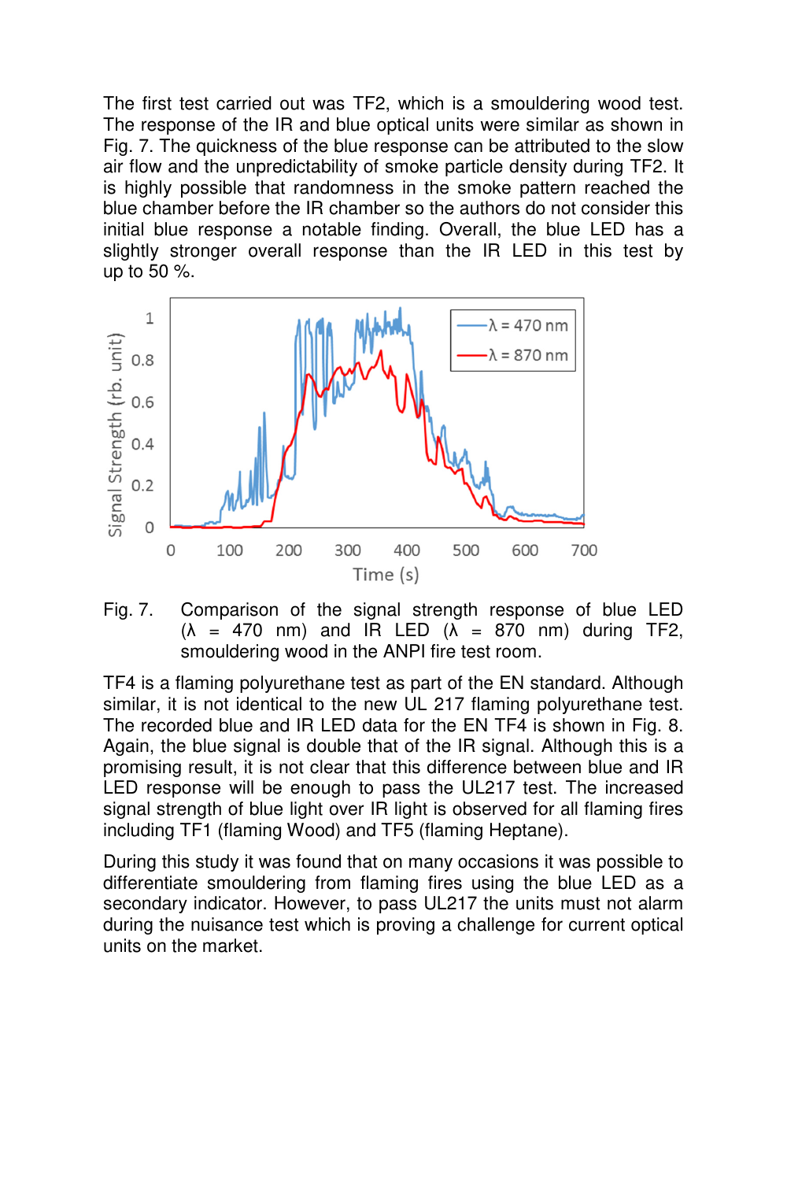The first test carried out was TF2, which is a smouldering wood test. The response of the IR and blue optical units were similar as shown in Fig. 7. The quickness of the blue response can be attributed to the slow air flow and the unpredictability of smoke particle density during TF2. It is highly possible that randomness in the smoke pattern reached the blue chamber before the IR chamber so the authors do not consider this initial blue response a notable finding. Overall, the blue LED has a slightly stronger overall response than the IR LED in this test by up to 50 %.

Fig. 7. Comparison of the signal strength response of blue LED ($\lambda$ = 470 nm) and IR LED ($\lambda$ = 870 nm) during TF2, smouldering wood in the ANPI fire test room.

TF4 is a flaming polyurethane test as part of the EN standard. Although similar, it is not identical to the new UL 217 flaming polyurethane test. The recorded blue and IR LED data for the EN TF4 is shown in Fig. 8. Again, the blue signal is double that of the IR signal. Although this is a promising result, it is not clear that this difference between blue and IR LED response will be enough to pass the UL217 test. The increased signal strength of blue light over IR light is observed for all flaming fires including TF1 (flaming Wood) and TF5 (flaming Heptane).

During this study it was found that on many occasions it was possible to differentiate smouldering from flaming fires using the blue LED as a secondary indicator. However, to pass UL217 the units must not alarm during the nuisance test which is proving a challenge for current optical units on the market.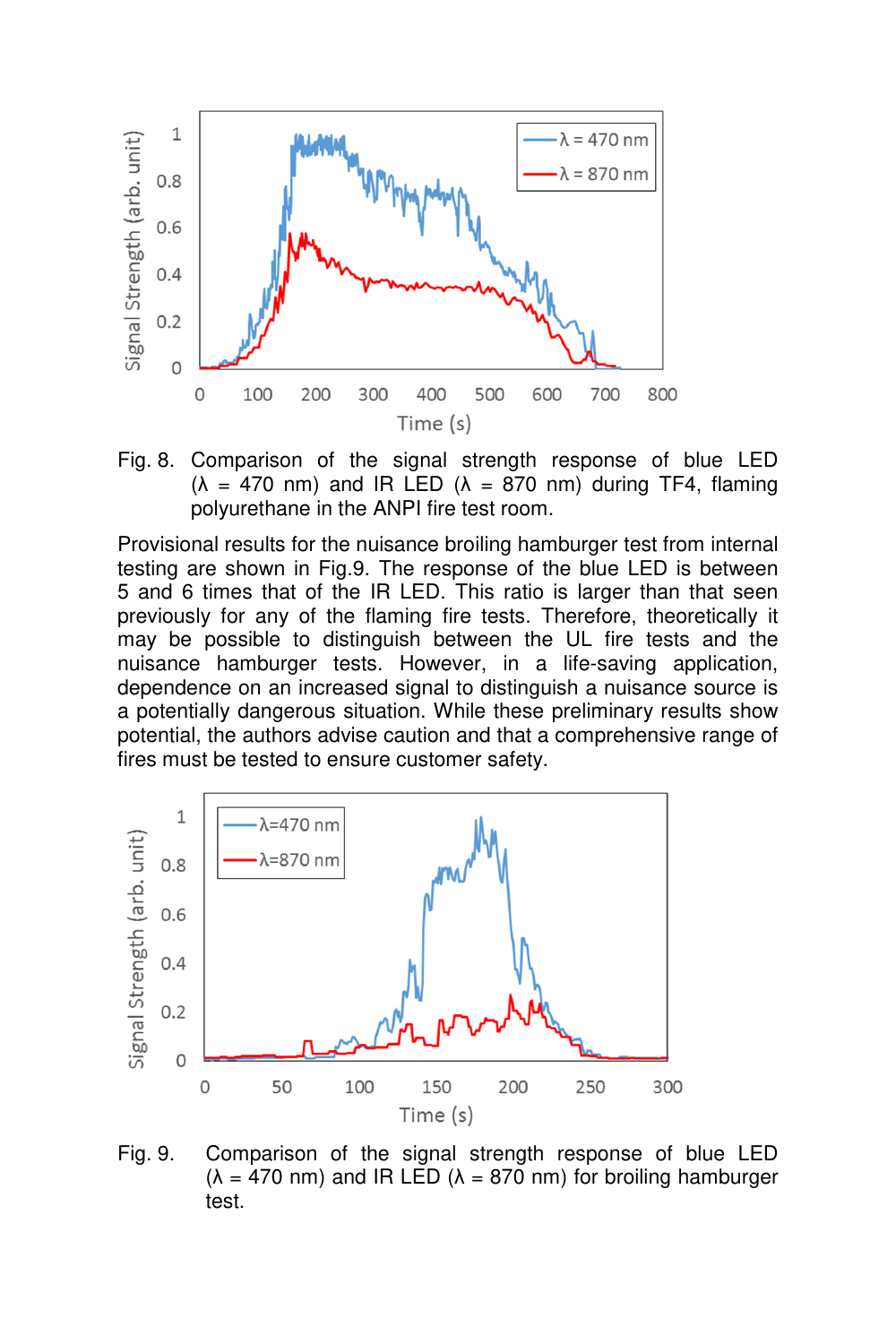Fig. 8. Comparison of the signal strength response of blue LED (λ = 470 nm) and IR LED (λ = 870 nm) during TF4, flaming polyurethane in the ANPI fire test room.

Provisional results for the nuisance broiling hamburger test from internal testing are shown in Fig.9. The response of the blue LED is between 5 and 6 times that of the IR LED. This ratio is larger than that seen previously for any of the flaming fire tests. Therefore, theoretically it may be possible to distinguish between the UL fire tests and the nuisance hamburger tests. However, in a life-saving application, dependence on an increased signal to distinguish a nuisance source is a potentially dangerous situation. While these preliminary results show potential, the authors advise caution and that a comprehensive range of fires must be tested to ensure customer safety.

Fig. 9. Comparison of the signal strength response of blue LED (λ = 470 nm) and IR LED (λ = 870 nm) for broiling hamburger test.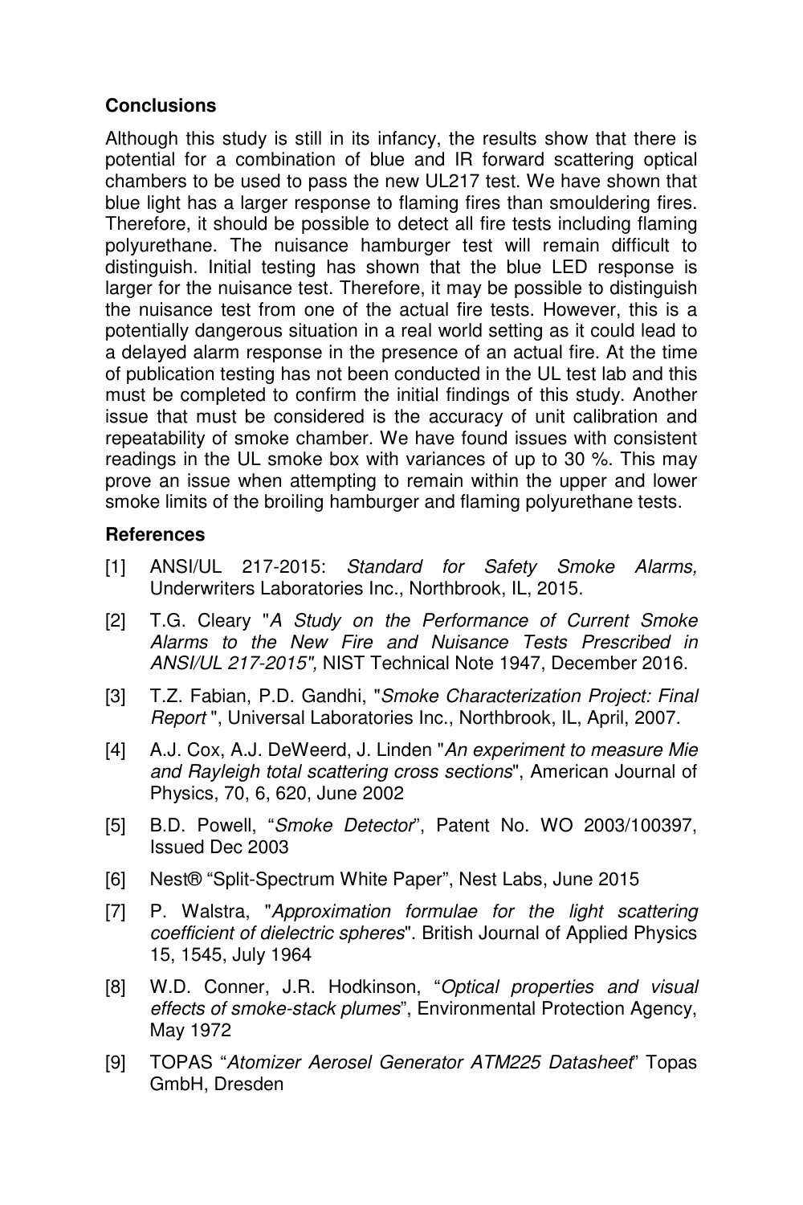## Conclusions

Although this study is still in its infancy, the results show that there is potential for a combination of blue and IR forward scattering optical chambers to be used to pass the new UL217 test. We have shown that blue light has a larger response to flaming fires than smouldering fires. Therefore, it should be possible to detect all fire tests including flaming polyurethane. The nuisance hamburger test will remain difficult to distinguish. Initial testing has shown that the blue LED response is larger for the nuisance test. Therefore, it may be possible to distinguish the nuisance test from one of the actual fire tests. However, this is a potentially dangerous situation in a real world setting as it could lead to a delayed alarm response in the presence of an actual fire. At the time of publication testing has not been conducted in the UL test lab and this must be completed to confirm the initial findings of this study. Another issue that must be considered is the accuracy of unit calibration and repeatability of smoke chamber. We have found issues with consistent readings in the UL smoke box with variances of up to 30 %. This may prove an issue when attempting to remain within the upper and lower smoke limits of the broiling hamburger and flaming polyurethane tests.

## References

[1] ANSI/UL 217-2015: *Standard for Safety Smoke Alarms,* Underwriters Laboratories Inc., Northbrook, IL, 2015.

[2] T.G. Cleary "*A Study on the Performance of Current Smoke Alarms to the New Fire and Nuisance Tests Prescribed in ANSI/UL 217-2015",* NIST Technical Note 1947, December 2016.

[3] T.Z. Fabian, P.D. Gandhi, "*Smoke Characterization Project: Final Report* ", Universal Laboratories Inc., Northbrook, IL, April, 2007.

[4] A.J. Cox, A.J. DeWeerd, J. Linden "*An experiment to measure Mie and Rayleigh total scattering cross sections*", American Journal of Physics, 70, 6, 620, June 2002

[5] B.D. Powell, "*Smoke Detector*", Patent No. WO 2003/100397, Issued Dec 2003

[6] Nest® "Split-Spectrum White Paper", Nest Labs, June 2015

[7] P. Walstra, "*Approximation formulae for the light scattering coefficient of dielectric spheres*". British Journal of Applied Physics 15, 1545, July 1964

[8] W.D. Conner, J.R. Hodkinson, "*Optical properties and visual effects of smoke-stack plumes*", Environmental Protection Agency, May 1972

[9] TOPAS "*Atomizer Aerosel Generator ATM225 Datasheet*" Topas GmbH, Dresden